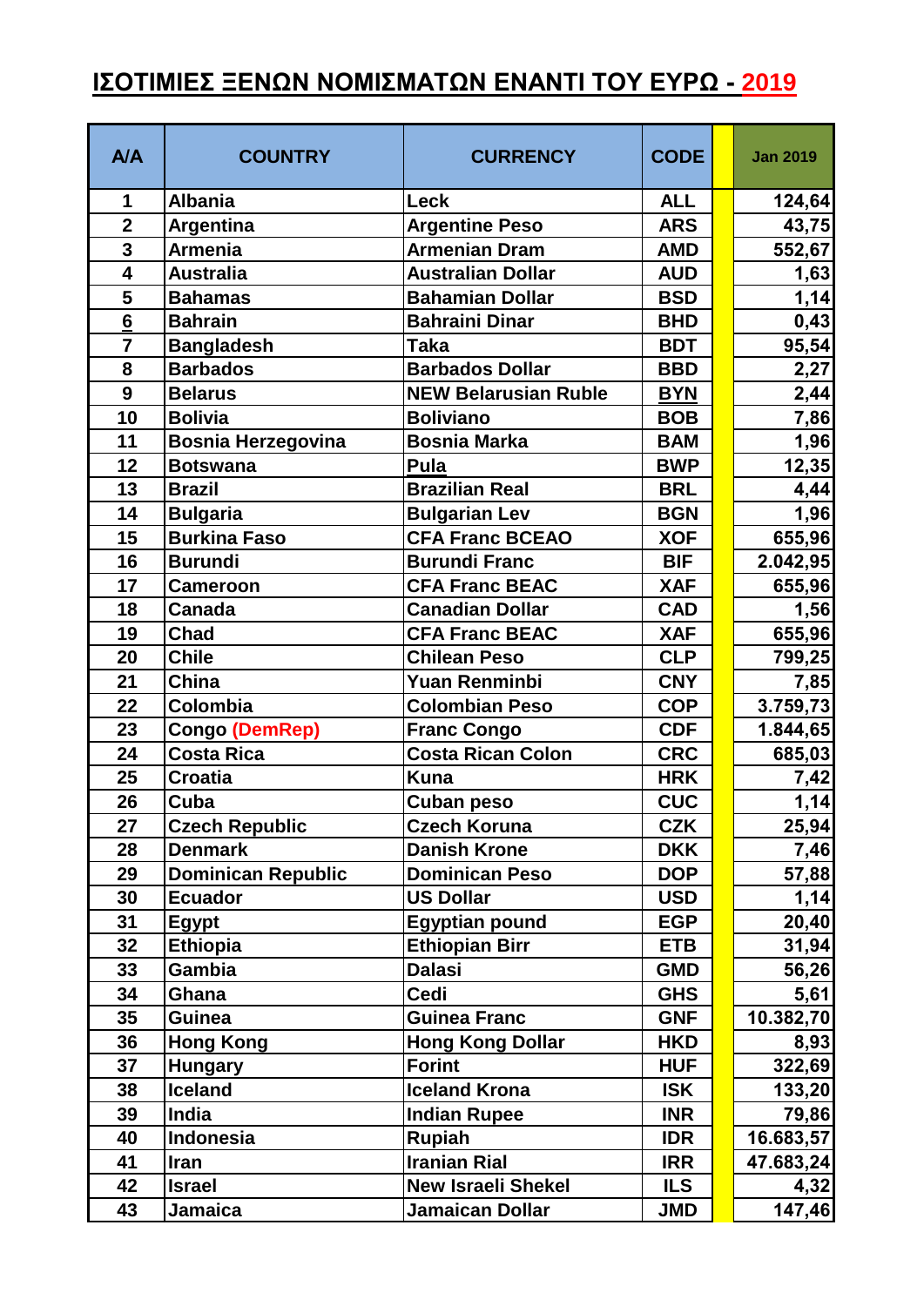# ΙΣΟΤΙΜΙΕΣ ΞΕΝΩΝ ΝΟΜΙΣΜΑΤΩΝ ΕΝΑΝΤΙ ΤΟΥ ΕΥΡΩ - 2019

| A/A | COUNTRY | CURRENCY | CODE | | Jan 2019 |
|---|---|---|---|---|---|
| 1 | Albania | Leck | ALL | | 124,64 |
| 2 | Argentina | Argentine Peso | ARS | | 43,75 |
| 3 | Armenia | Armenian Dram | AMD | | 552,67 |
| 4 | Australia | Australian Dollar | AUD | | 1,63 |
| 5 | Bahamas | Bahamian Dollar | BSD | | 1,14 |
| 6 | Bahrain | Bahraini Dinar | BHD | | 0,43 |
| 7 | Bangladesh | Taka | BDT | | 95,54 |
| 8 | Barbados | Barbados Dollar | BBD | | 2,27 |
| 9 | Belarus | NEW Belarusian Ruble | BYN | | 2,44 |
| 10 | Bolivia | Boliviano | BOB | | 7,86 |
| 11 | Bosnia Herzegovina | Bosnia Marka | BAM | | 1,96 |
| 12 | Botswana | Pula | BWP | | 12,35 |
| 13 | Brazil | Brazilian Real | BRL | | 4,44 |
| 14 | Bulgaria | Bulgarian Lev | BGN | | 1,96 |
| 15 | Burkina Faso | CFA Franc BCEAO | XOF | | 655,96 |
| 16 | Burundi | Burundi Franc | BIF | | 2.042,95 |
| 17 | Cameroon | CFA Franc BEAC | XAF | | 655,96 |
| 18 | Canada | Canadian Dollar | CAD | | 1,56 |
| 19 | Chad | CFA Franc BEAC | XAF | | 655,96 |
| 20 | Chile | Chilean Peso | CLP | | 799,25 |
| 21 | China | Yuan Renminbi | CNY | | 7,85 |
| 22 | Colombia | Colombian Peso | COP | | 3.759,73 |
| 23 | Congo (DemRep) | Franc Congo | CDF | | 1.844,65 |
| 24 | Costa Rica | Costa Rican Colon | CRC | | 685,03 |
| 25 | Croatia | Kuna | HRK | | 7,42 |
| 26 | Cuba | Cuban peso | CUC | | 1,14 |
| 27 | Czech Republic | Czech Koruna | CZK | | 25,94 |
| 28 | Denmark | Danish Krone | DKK | | 7,46 |
| 29 | Dominican Republic | Dominican Peso | DOP | | 57,88 |
| 30 | Ecuador | US Dollar | USD | | 1,14 |
| 31 | Egypt | Egyptian pound | EGP | | 20,40 |
| 32 | Ethiopia | Ethiopian Birr | ETB | | 31,94 |
| 33 | Gambia | Dalasi | GMD | | 56,26 |
| 34 | Ghana | Cedi | GHS | | 5,61 |
| 35 | Guinea | Guinea Franc | GNF | | 10.382,70 |
| 36 | Hong Kong | Hong Kong Dollar | HKD | | 8,93 |
| 37 | Hungary | Forint | HUF | | 322,69 |
| 38 | Iceland | Iceland Krona | ISK | | 133,20 |
| 39 | India | Indian Rupee | INR | | 79,86 |
| 40 | Indonesia | Rupiah | IDR | | 16.683,57 |
| 41 | Iran | Iranian Rial | IRR | | 47.683,24 |
| 42 | Israel | New Israeli Shekel | ILS | | 4,32 |
| 43 | Jamaica | Jamaican Dollar | JMD | | 147,46 |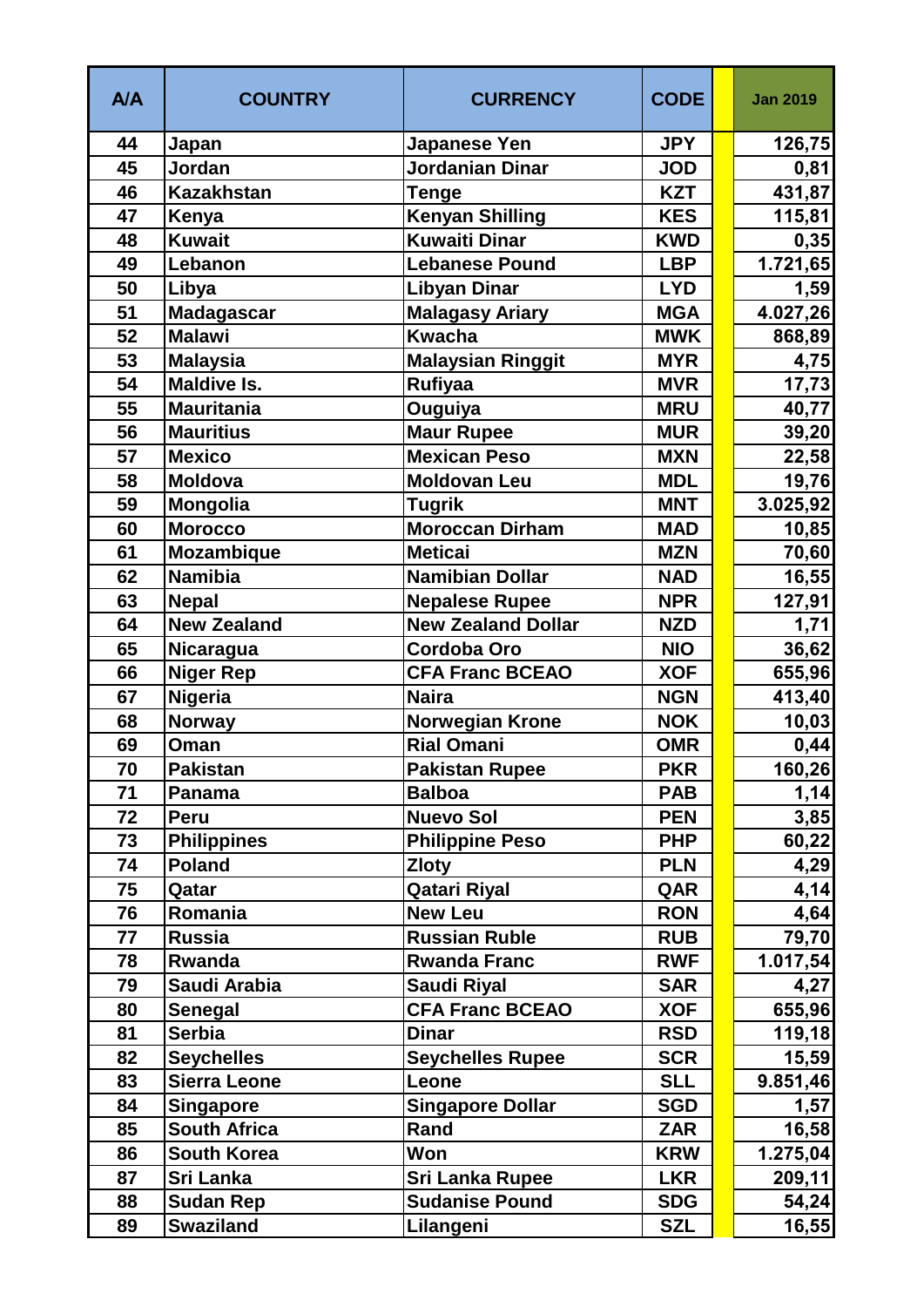| A/A | COUNTRY | CURRENCY | CODE | | Jan 2019 |
|---|---|---|---|---|---|
| 44 | Japan | Japanese Yen | JPY | | 126,75 |
| 45 | Jordan | Jordanian Dinar | JOD | | 0,81 |
| 46 | Kazakhstan | Tenge | KZT | | 431,87 |
| 47 | Kenya | Kenyan Shilling | KES | | 115,81 |
| 48 | Kuwait | Kuwaiti Dinar | KWD | | 0,35 |
| 49 | Lebanon | Lebanese Pound | LBP | | 1.721,65 |
| 50 | Libya | Libyan Dinar | LYD | | 1,59 |
| 51 | Madagascar | Malagasy Ariary | MGA | | 4.027,26 |
| 52 | Malawi | Kwacha | MWK | | 868,89 |
| 53 | Malaysia | Malaysian Ringgit | MYR | | 4,75 |
| 54 | Maldive Is. | Rufiyaa | MVR | | 17,73 |
| 55 | Mauritania | Ouguiya | MRU | | 40,77 |
| 56 | Mauritius | Maur Rupee | MUR | | 39,20 |
| 57 | Mexico | Mexican Peso | MXN | | 22,58 |
| 58 | Moldova | Moldovan Leu | MDL | | 19,76 |
| 59 | Mongolia | Tugrik | MNT | | 3.025,92 |
| 60 | Morocco | Moroccan Dirham | MAD | | 10,85 |
| 61 | Mozambique | Meticai | MZN | | 70,60 |
| 62 | Namibia | Namibian Dollar | NAD | | 16,55 |
| 63 | Nepal | Nepalese Rupee | NPR | | 127,91 |
| 64 | New Zealand | New Zealand Dollar | NZD | | 1,71 |
| 65 | Nicaragua | Cordoba Oro | NIO | | 36,62 |
| 66 | Niger Rep | CFA Franc BCEAO | XOF | | 655,96 |
| 67 | Nigeria | Naira | NGN | | 413,40 |
| 68 | Norway | Norwegian Krone | NOK | | 10,03 |
| 69 | Oman | Rial Omani | OMR | | 0,44 |
| 70 | Pakistan | Pakistan Rupee | PKR | | 160,26 |
| 71 | Panama | Balboa | PAB | | 1,14 |
| 72 | Peru | Nuevo Sol | PEN | | 3,85 |
| 73 | Philippines | Philippine Peso | PHP | | 60,22 |
| 74 | Poland | Zloty | PLN | | 4,29 |
| 75 | Qatar | Qatari Riyal | QAR | | 4,14 |
| 76 | Romania | New Leu | RON | | 4,64 |
| 77 | Russia | Russian Ruble | RUB | | 79,70 |
| 78 | Rwanda | Rwanda Franc | RWF | | 1.017,54 |
| 79 | Saudi Arabia | Saudi Riyal | SAR | | 4,27 |
| 80 | Senegal | CFA Franc BCEAO | XOF | | 655,96 |
| 81 | Serbia | Dinar | RSD | | 119,18 |
| 82 | Seychelles | Seychelles Rupee | SCR | | 15,59 |
| 83 | Sierra Leone | Leone | SLL | | 9.851,46 |
| 84 | Singapore | Singapore Dollar | SGD | | 1,57 |
| 85 | South Africa | Rand | ZAR | | 16,58 |
| 86 | South Korea | Won | KRW | | 1.275,04 |
| 87 | Sri Lanka | Sri Lanka Rupee | LKR | | 209,11 |
| 88 | Sudan Rep | Sudanise Pound | SDG | | 54,24 |
| 89 | Swaziland | Lilangeni | SZL | | 16,55 |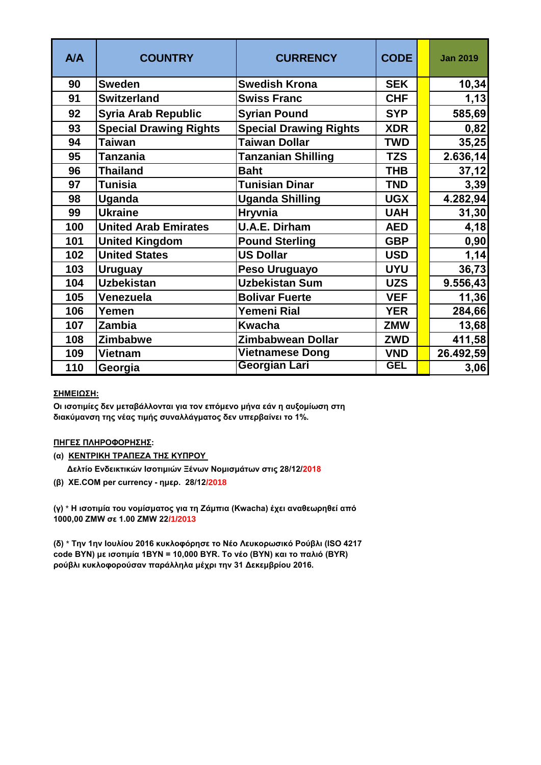| A/A | COUNTRY | CURRENCY | CODE | | Jan 2019 |
|---|---|---|---|---|---|
| 90 | Sweden | Swedish Krona | SEK | | 10,34 |
| 91 | Switzerland | Swiss Franc | CHF | | 1,13 |
| 92 | Syria Arab Republic | Syrian Pound | SYP | | 585,69 |
| 93 | Special Drawing Rights | Special Drawing Rights | XDR | | 0,82 |
| 94 | Taiwan | Taiwan Dollar | TWD | | 35,25 |
| 95 | Tanzania | Tanzanian Shilling | TZS | | 2.636,14 |
| 96 | Thailand | Baht | THB | | 37,12 |
| 97 | Tunisia | Tunisian Dinar | TND | | 3,39 |
| 98 | Uganda | Uganda Shilling | UGX | | 4.282,94 |
| 99 | Ukraine | Hryvnia | UAH | | 31,30 |
| 100 | United Arab Emirates | U.A.E. Dirham | AED | | 4,18 |
| 101 | United Kingdom | Pound Sterling | GBP | | 0,90 |
| 102 | United States | US Dollar | USD | | 1,14 |
| 103 | Uruguay | Peso Uruguayo | UYU | | 36,73 |
| 104 | Uzbekistan | Uzbekistan Sum | UZS | | 9.556,43 |
| 105 | Venezuela | Bolivar Fuerte | VEF | | 11,36 |
| 106 | Yemen | Yemeni Rial | YER | | 284,66 |
| 107 | Zambia | Kwacha | ZMW | | 13,68 |
| 108 | Zimbabwe | Zimbabwean Dollar | ZWD | | 411,58 |
| 109 | Vietnam | Vietnamese Dong | VND | | 26.492,59 |
| 110 | Georgia | Georgian Lari | GEL | | 3,06 |

**ΣΗΜΕΙΩΣΗ:**

**Οι ισοτιμίες δεν μεταβάλλονται για τον επόμενο μήνα εάν η αυξομίωση στη διακύμανση της νέας τιμής συναλλάγματος δεν υπερβαίνει το 1%.**

**ΠΗΓΕΣ ΠΛΗΡΟΦΟΡΗΣΗΣ:**

**(α) ΚΕΝΤΡΙΚΗ ΤΡΑΠΕΖΑ ΤΗΣ ΚΥΠΡΟΥ**

**Δελτίο Ενδεικτικών Ισοτιμιών Ξένων Νομισμάτων στις 28/12/2018**

**(β) XE.COM per currency - ημερ. 28/12/2018**

**(γ) * Η ισοτιμία του νομίσματος για τη Ζάμπια (Kwacha) έχει αναθεωρηθεί από 1000,00 ZMW σε 1.00 ZMW 22/1/2013**

**(δ) * Την 1ην Ιουλίου 2016 κυκλοφόρησε το Νέο Λευκορωσικό Ρούβλι (ISO 4217 code BYN) με ισοτιμία 1BYN = 10,000 BYR. Το νέο (BYN) και το παλιό (BYR) ρούβλι κυκλοφορούσαν παράλληλα μέχρι την 31 Δεκεμβρίου 2016.**